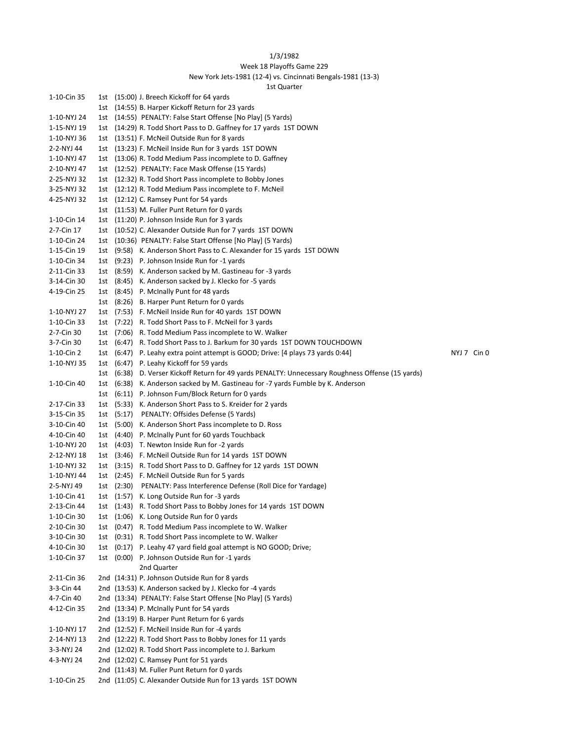1/3/1982

Week 18 Playoffs Game 229

New York Jets-1981 (12-4) vs. Cincinnati Bengals-1981 (13-3)

1st Quarter

| Down | Qtr | Time | Play | Score |
|---|---|---|---|---|
| 1-10-Cin 35 | 1st | (15:00) | J. Breech Kickoff for 64 yards | |
| | 1st | (14:55) | B. Harper Kickoff Return for 23 yards | |
| 1-10-NYJ 24 | 1st | (14:55) | PENALTY: False Start Offense [No Play] (5 Yards) | |
| 1-15-NYJ 19 | 1st | (14:29) | R. Todd Short Pass to D. Gaffney for 17 yards 1ST DOWN | |
| 1-10-NYJ 36 | 1st | (13:51) | F. McNeil Outside Run for 8 yards | |
| 2-2-NYJ 44 | 1st | (13:23) | F. McNeil Inside Run for 3 yards 1ST DOWN | |
| 1-10-NYJ 47 | 1st | (13:06) | R. Todd Medium Pass incomplete to D. Gaffney | |
| 2-10-NYJ 47 | 1st | (12:52) | PENALTY: Face Mask Offense (15 Yards) | |
| 2-25-NYJ 32 | 1st | (12:32) | R. Todd Short Pass incomplete to Bobby Jones | |
| 3-25-NYJ 32 | 1st | (12:12) | R. Todd Medium Pass incomplete to F. McNeil | |
| 4-25-NYJ 32 | 1st | (12:12) | C. Ramsey Punt for 54 yards | |
| | 1st | (11:53) | M. Fuller Punt Return for 0 yards | |
| 1-10-Cin 14 | 1st | (11:20) | P. Johnson Inside Run for 3 yards | |
| 2-7-Cin 17 | 1st | (10:52) | C. Alexander Outside Run for 7 yards 1ST DOWN | |
| 1-10-Cin 24 | 1st | (10:36) | PENALTY: False Start Offense [No Play] (5 Yards) | |
| 1-15-Cin 19 | 1st | (9:58) | K. Anderson Short Pass to C. Alexander for 15 yards 1ST DOWN | |
| 1-10-Cin 34 | 1st | (9:23) | P. Johnson Inside Run for -1 yards | |
| 2-11-Cin 33 | 1st | (8:59) | K. Anderson sacked by M. Gastineau for -3 yards | |
| 3-14-Cin 30 | 1st | (8:45) | K. Anderson sacked by J. Klecko for -5 yards | |
| 4-19-Cin 25 | 1st | (8:45) | P. McInally Punt for 48 yards | |
| | 1st | (8:26) | B. Harper Punt Return for 0 yards | |
| 1-10-NYJ 27 | 1st | (7:53) | F. McNeil Inside Run for 40 yards 1ST DOWN | |
| 1-10-Cin 33 | 1st | (7:22) | R. Todd Short Pass to F. McNeil for 3 yards | |
| 2-7-Cin 30 | 1st | (7:06) | R. Todd Medium Pass incomplete to W. Walker | |
| 3-7-Cin 30 | 1st | (6:47) | R. Todd Short Pass to J. Barkum for 30 yards 1ST DOWN TOUCHDOWN | |
| 1-10-Cin 2 | 1st | (6:47) | P. Leahy extra point attempt is GOOD; Drive: [4 plays 73 yards 0:44] | NYJ 7 Cin 0 |
| 1-10-NYJ 35 | 1st | (6:47) | P. Leahy Kickoff for 59 yards | |
| | 1st | (6:38) | D. Verser Kickoff Return for 49 yards PENALTY: Unnecessary Roughness Offense (15 yards) | |
| 1-10-Cin 40 | 1st | (6:38) | K. Anderson sacked by M. Gastineau for -7 yards Fumble by K. Anderson | |
| | 1st | (6:11) | P. Johnson Fum/Block Return for 0 yards | |
| 2-17-Cin 33 | 1st | (5:33) | K. Anderson Short Pass to S. Kreider for 2 yards | |
| 3-15-Cin 35 | 1st | (5:17) | PENALTY: Offsides Defense (5 Yards) | |
| 3-10-Cin 40 | 1st | (5:00) | K. Anderson Short Pass incomplete to D. Ross | |
| 4-10-Cin 40 | 1st | (4:40) | P. McInally Punt for 60 yards Touchback | |
| 1-10-NYJ 20 | 1st | (4:03) | T. Newton Inside Run for -2 yards | |
| 2-12-NYJ 18 | 1st | (3:46) | F. McNeil Outside Run for 14 yards 1ST DOWN | |
| 1-10-NYJ 32 | 1st | (3:15) | R. Todd Short Pass to D. Gaffney for 12 yards 1ST DOWN | |
| 1-10-NYJ 44 | 1st | (2:45) | F. McNeil Outside Run for 5 yards | |
| 2-5-NYJ 49 | 1st | (2:30) | PENALTY: Pass Interference Defense (Roll Dice for Yardage) | |
| 1-10-Cin 41 | 1st | (1:57) | K. Long Outside Run for -3 yards | |
| 2-13-Cin 44 | 1st | (1:43) | R. Todd Short Pass to Bobby Jones for 14 yards 1ST DOWN | |
| 1-10-Cin 30 | 1st | (1:06) | K. Long Outside Run for 0 yards | |
| 2-10-Cin 30 | 1st | (0:47) | R. Todd Medium Pass incomplete to W. Walker | |
| 3-10-Cin 30 | 1st | (0:31) | R. Todd Short Pass incomplete to W. Walker | |
| 4-10-Cin 30 | 1st | (0:17) | P. Leahy 47 yard field goal attempt is NO GOOD; Drive; | |
| 1-10-Cin 37 | 1st | (0:00) | P. Johnson Outside Run for -1 yards | |
| | | | 2nd Quarter | |
| 2-11-Cin 36 | 2nd | (14:31) | P. Johnson Outside Run for 8 yards | |
| 3-3-Cin 44 | 2nd | (13:53) | K. Anderson sacked by J. Klecko for -4 yards | |
| 4-7-Cin 40 | 2nd | (13:34) | PENALTY: False Start Offense [No Play] (5 Yards) | |
| 4-12-Cin 35 | 2nd | (13:34) | P. McInally Punt for 54 yards | |
| | 2nd | (13:19) | B. Harper Punt Return for 6 yards | |
| 1-10-NYJ 17 | 2nd | (12:52) | F. McNeil Inside Run for -4 yards | |
| 2-14-NYJ 13 | 2nd | (12:22) | R. Todd Short Pass to Bobby Jones for 11 yards | |
| 3-3-NYJ 24 | 2nd | (12:02) | R. Todd Short Pass incomplete to J. Barkum | |
| 4-3-NYJ 24 | 2nd | (12:02) | C. Ramsey Punt for 51 yards | |
| | 2nd | (11:43) | M. Fuller Punt Return for 0 yards | |
| 1-10-Cin 25 | 2nd | (11:05) | C. Alexander Outside Run for 13 yards 1ST DOWN | |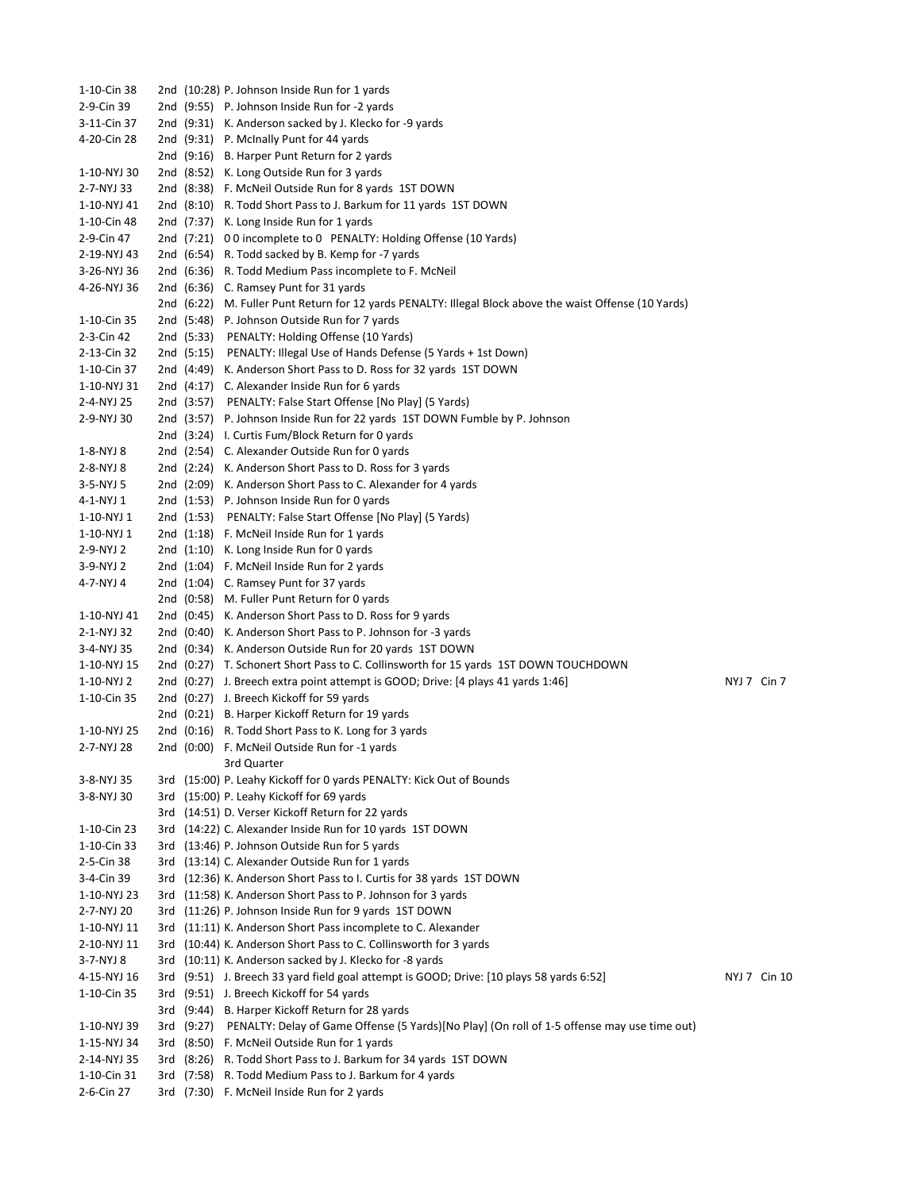| | | | | |
|---|---|---|---|---|
| 1-10-Cin 38 | 2nd | (10:28) | P. Johnson Inside Run for 1 yards | |
| 2-9-Cin 39 | 2nd | (9:55) | P. Johnson Inside Run for -2 yards | |
| 3-11-Cin 37 | 2nd | (9:31) | K. Anderson sacked by J. Klecko for -9 yards | |
| 4-20-Cin 28 | 2nd | (9:31) | P. McInally Punt for 44 yards | |
| | 2nd | (9:16) | B. Harper Punt Return for 2 yards | |
| 1-10-NYJ 30 | 2nd | (8:52) | K. Long Outside Run for 3 yards | |
| 2-7-NYJ 33 | 2nd | (8:38) | F. McNeil Outside Run for 8 yards 1ST DOWN | |
| 1-10-NYJ 41 | 2nd | (8:10) | R. Todd Short Pass to J. Barkum for 11 yards 1ST DOWN | |
| 1-10-Cin 48 | 2nd | (7:37) | K. Long Inside Run for 1 yards | |
| 2-9-Cin 47 | 2nd | (7:21) | 0 0 incomplete to 0 PENALTY: Holding Offense (10 Yards) | |
| 2-19-NYJ 43 | 2nd | (6:54) | R. Todd sacked by B. Kemp for -7 yards | |
| 3-26-NYJ 36 | 2nd | (6:36) | R. Todd Medium Pass incomplete to F. McNeil | |
| 4-26-NYJ 36 | 2nd | (6:36) | C. Ramsey Punt for 31 yards | |
| | 2nd | (6:22) | M. Fuller Punt Return for 12 yards PENALTY: Illegal Block above the waist Offense (10 Yards) | |
| 1-10-Cin 35 | 2nd | (5:48) | P. Johnson Outside Run for 7 yards | |
| 2-3-Cin 42 | 2nd | (5:33) | PENALTY: Holding Offense (10 Yards) | |
| 2-13-Cin 32 | 2nd | (5:15) | PENALTY: Illegal Use of Hands Defense (5 Yards + 1st Down) | |
| 1-10-Cin 37 | 2nd | (4:49) | K. Anderson Short Pass to D. Ross for 32 yards 1ST DOWN | |
| 1-10-NYJ 31 | 2nd | (4:17) | C. Alexander Inside Run for 6 yards | |
| 2-4-NYJ 25 | 2nd | (3:57) | PENALTY: False Start Offense [No Play] (5 Yards) | |
| 2-9-NYJ 30 | 2nd | (3:57) | P. Johnson Inside Run for 22 yards 1ST DOWN Fumble by P. Johnson | |
| | 2nd | (3:24) | I. Curtis Fum/Block Return for 0 yards | |
| 1-8-NYJ 8 | 2nd | (2:54) | C. Alexander Outside Run for 0 yards | |
| 2-8-NYJ 8 | 2nd | (2:24) | K. Anderson Short Pass to D. Ross for 3 yards | |
| 3-5-NYJ 5 | 2nd | (2:09) | K. Anderson Short Pass to C. Alexander for 4 yards | |
| 4-1-NYJ 1 | 2nd | (1:53) | P. Johnson Inside Run for 0 yards | |
| 1-10-NYJ 1 | 2nd | (1:53) | PENALTY: False Start Offense [No Play] (5 Yards) | |
| 1-10-NYJ 1 | 2nd | (1:18) | F. McNeil Inside Run for 1 yards | |
| 2-9-NYJ 2 | 2nd | (1:10) | K. Long Inside Run for 0 yards | |
| 3-9-NYJ 2 | 2nd | (1:04) | F. McNeil Inside Run for 2 yards | |
| 4-7-NYJ 4 | 2nd | (1:04) | C. Ramsey Punt for 37 yards | |
| | 2nd | (0:58) | M. Fuller Punt Return for 0 yards | |
| 1-10-NYJ 41 | 2nd | (0:45) | K. Anderson Short Pass to D. Ross for 9 yards | |
| 2-1-NYJ 32 | 2nd | (0:40) | K. Anderson Short Pass to P. Johnson for -3 yards | |
| 3-4-NYJ 35 | 2nd | (0:34) | K. Anderson Outside Run for 20 yards 1ST DOWN | |
| 1-10-NYJ 15 | 2nd | (0:27) | T. Schonert Short Pass to C. Collinsworth for 15 yards 1ST DOWN TOUCHDOWN | |
| 1-10-NYJ 2 | 2nd | (0:27) | J. Breech extra point attempt is GOOD; Drive: [4 plays 41 yards 1:46] | NYJ 7 Cin 7 |
| 1-10-Cin 35 | 2nd | (0:27) | J. Breech Kickoff for 59 yards | |
| | 2nd | (0:21) | B. Harper Kickoff Return for 19 yards | |
| 1-10-NYJ 25 | 2nd | (0:16) | R. Todd Short Pass to K. Long for 3 yards | |
| 2-7-NYJ 28 | 2nd | (0:00) | F. McNeil Outside Run for -1 yards | |
| | | | 3rd Quarter | |
| 3-8-NYJ 35 | 3rd | (15:00) | P. Leahy Kickoff for 0 yards PENALTY: Kick Out of Bounds | |
| 3-8-NYJ 30 | 3rd | (15:00) | P. Leahy Kickoff for 69 yards | |
| | 3rd | (14:51) | D. Verser Kickoff Return for 22 yards | |
| 1-10-Cin 23 | 3rd | (14:22) | C. Alexander Inside Run for 10 yards 1ST DOWN | |
| 1-10-Cin 33 | 3rd | (13:46) | P. Johnson Outside Run for 5 yards | |
| 2-5-Cin 38 | 3rd | (13:14) | C. Alexander Outside Run for 1 yards | |
| 3-4-Cin 39 | 3rd | (12:36) | K. Anderson Short Pass to I. Curtis for 38 yards 1ST DOWN | |
| 1-10-NYJ 23 | 3rd | (11:58) | K. Anderson Short Pass to P. Johnson for 3 yards | |
| 2-7-NYJ 20 | 3rd | (11:26) | P. Johnson Inside Run for 9 yards 1ST DOWN | |
| 1-10-NYJ 11 | 3rd | (11:11) | K. Anderson Short Pass incomplete to C. Alexander | |
| 2-10-NYJ 11 | 3rd | (10:44) | K. Anderson Short Pass to C. Collinsworth for 3 yards | |
| 3-7-NYJ 8 | 3rd | (10:11) | K. Anderson sacked by J. Klecko for -8 yards | |
| 4-15-NYJ 16 | 3rd | (9:51) | J. Breech 33 yard field goal attempt is GOOD; Drive: [10 plays 58 yards 6:52] | NYJ 7 Cin 10 |
| 1-10-Cin 35 | 3rd | (9:51) | J. Breech Kickoff for 54 yards | |
| | 3rd | (9:44) | B. Harper Kickoff Return for 28 yards | |
| 1-10-NYJ 39 | 3rd | (9:27) | PENALTY: Delay of Game Offense (5 Yards)[No Play] (On roll of 1-5 offense may use time out) | |
| 1-15-NYJ 34 | 3rd | (8:50) | F. McNeil Outside Run for 1 yards | |
| 2-14-NYJ 35 | 3rd | (8:26) | R. Todd Short Pass to J. Barkum for 34 yards 1ST DOWN | |
| 1-10-Cin 31 | 3rd | (7:58) | R. Todd Medium Pass to J. Barkum for 4 yards | |
| 2-6-Cin 27 | 3rd | (7:30) | F. McNeil Inside Run for 2 yards | |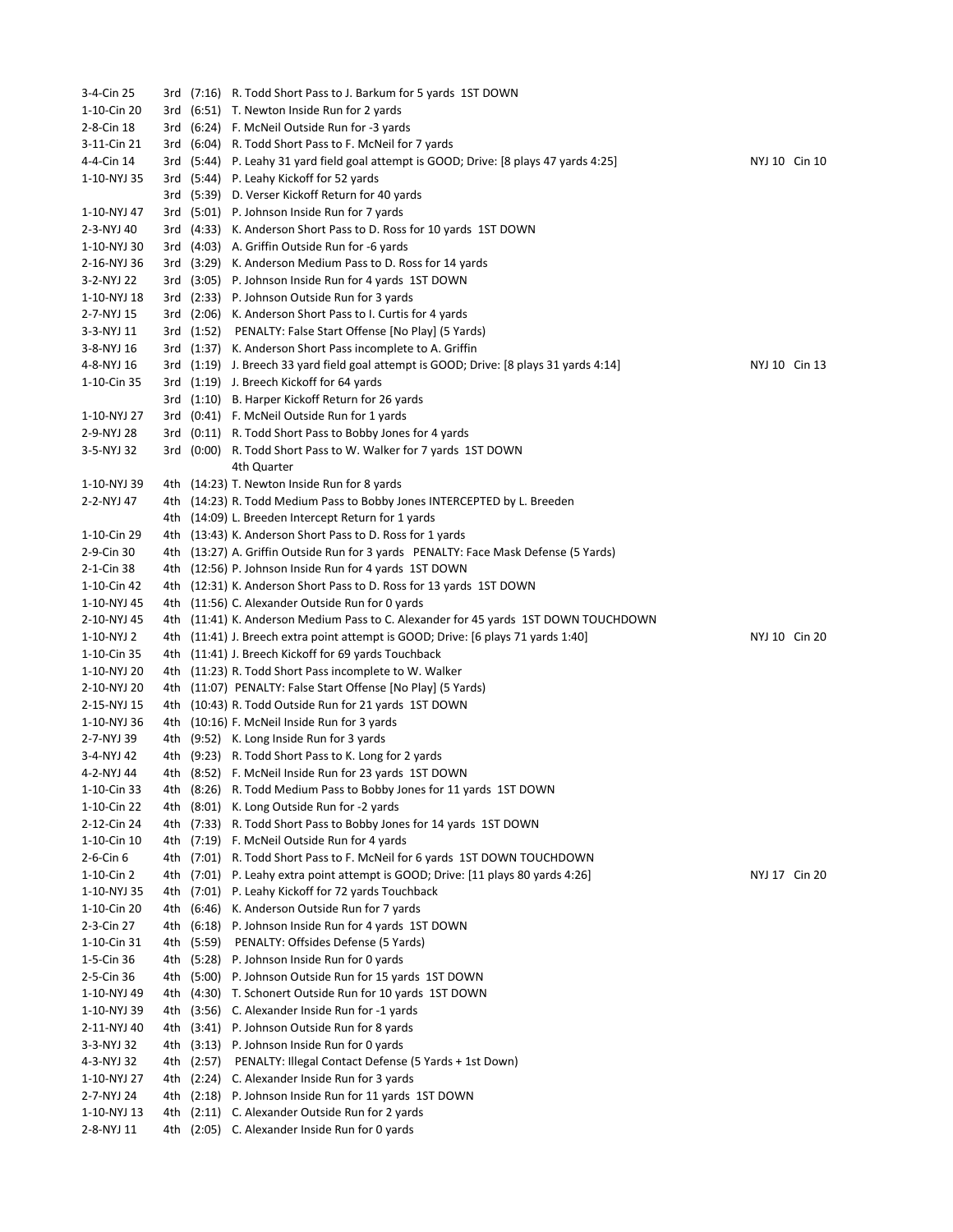| Down/Dist/Spot | Qtr | Time | Play | Score |
|---|---|---|---|---|
| 3-4-Cin 25 | 3rd | (7:16) | R. Todd Short Pass to J. Barkum for 5 yards 1ST DOWN | |
| 1-10-Cin 20 | 3rd | (6:51) | T. Newton Inside Run for 2 yards | |
| 2-8-Cin 18 | 3rd | (6:24) | F. McNeil Outside Run for -3 yards | |
| 3-11-Cin 21 | 3rd | (6:04) | R. Todd Short Pass to F. McNeil for 7 yards | |
| 4-4-Cin 14 | 3rd | (5:44) | P. Leahy 31 yard field goal attempt is GOOD; Drive: [8 plays 47 yards 4:25] | NYJ 10 Cin 10 |
| 1-10-NYJ 35 | 3rd | (5:44) | P. Leahy Kickoff for 52 yards | |
| | 3rd | (5:39) | D. Verser Kickoff Return for 40 yards | |
| 1-10-NYJ 47 | 3rd | (5:01) | P. Johnson Inside Run for 7 yards | |
| 2-3-NYJ 40 | 3rd | (4:33) | K. Anderson Short Pass to D. Ross for 10 yards 1ST DOWN | |
| 1-10-NYJ 30 | 3rd | (4:03) | A. Griffin Outside Run for -6 yards | |
| 2-16-NYJ 36 | 3rd | (3:29) | K. Anderson Medium Pass to D. Ross for 14 yards | |
| 3-2-NYJ 22 | 3rd | (3:05) | P. Johnson Inside Run for 4 yards 1ST DOWN | |
| 1-10-NYJ 18 | 3rd | (2:33) | P. Johnson Outside Run for 3 yards | |
| 2-7-NYJ 15 | 3rd | (2:06) | K. Anderson Short Pass to I. Curtis for 4 yards | |
| 3-3-NYJ 11 | 3rd | (1:52) | PENALTY: False Start Offense [No Play] (5 Yards) | |
| 3-8-NYJ 16 | 3rd | (1:37) | K. Anderson Short Pass incomplete to A. Griffin | |
| 4-8-NYJ 16 | 3rd | (1:19) | J. Breech 33 yard field goal attempt is GOOD; Drive: [8 plays 31 yards 4:14] | NYJ 10 Cin 13 |
| 1-10-Cin 35 | 3rd | (1:19) | J. Breech Kickoff for 64 yards | |
| | 3rd | (1:10) | B. Harper Kickoff Return for 26 yards | |
| 1-10-NYJ 27 | 3rd | (0:41) | F. McNeil Outside Run for 1 yards | |
| 2-9-NYJ 28 | 3rd | (0:11) | R. Todd Short Pass to Bobby Jones for 4 yards | |
| 3-5-NYJ 32 | 3rd | (0:00) | R. Todd Short Pass to W. Walker for 7 yards 1ST DOWN | |
| | | | 4th Quarter | |
| 1-10-NYJ 39 | 4th | (14:23) | T. Newton Inside Run for 8 yards | |
| 2-2-NYJ 47 | 4th | (14:23) | R. Todd Medium Pass to Bobby Jones INTERCEPTED by L. Breeden | |
| | 4th | (14:09) | L. Breeden Intercept Return for 1 yards | |
| 1-10-Cin 29 | 4th | (13:43) | K. Anderson Short Pass to D. Ross for 1 yards | |
| 2-9-Cin 30 | 4th | (13:27) | A. Griffin Outside Run for 3 yards PENALTY: Face Mask Defense (5 Yards) | |
| 2-1-Cin 38 | 4th | (12:56) | P. Johnson Inside Run for 4 yards 1ST DOWN | |
| 1-10-Cin 42 | 4th | (12:31) | K. Anderson Short Pass to D. Ross for 13 yards 1ST DOWN | |
| 1-10-NYJ 45 | 4th | (11:56) | C. Alexander Outside Run for 0 yards | |
| 2-10-NYJ 45 | 4th | (11:41) | K. Anderson Medium Pass to C. Alexander for 45 yards 1ST DOWN TOUCHDOWN | |
| 1-10-NYJ 2 | 4th | (11:41) | J. Breech extra point attempt is GOOD; Drive: [6 plays 71 yards 1:40] | NYJ 10 Cin 20 |
| 1-10-Cin 35 | 4th | (11:41) | J. Breech Kickoff for 69 yards Touchback | |
| 1-10-NYJ 20 | 4th | (11:23) | R. Todd Short Pass incomplete to W. Walker | |
| 2-10-NYJ 20 | 4th | (11:07) | PENALTY: False Start Offense [No Play] (5 Yards) | |
| 2-15-NYJ 15 | 4th | (10:43) | R. Todd Outside Run for 21 yards 1ST DOWN | |
| 1-10-NYJ 36 | 4th | (10:16) | F. McNeil Inside Run for 3 yards | |
| 2-7-NYJ 39 | 4th | (9:52) | K. Long Inside Run for 3 yards | |
| 3-4-NYJ 42 | 4th | (9:23) | R. Todd Short Pass to K. Long for 2 yards | |
| 4-2-NYJ 44 | 4th | (8:52) | F. McNeil Inside Run for 23 yards 1ST DOWN | |
| 1-10-Cin 33 | 4th | (8:26) | R. Todd Medium Pass to Bobby Jones for 11 yards 1ST DOWN | |
| 1-10-Cin 22 | 4th | (8:01) | K. Long Outside Run for -2 yards | |
| 2-12-Cin 24 | 4th | (7:33) | R. Todd Short Pass to Bobby Jones for 14 yards 1ST DOWN | |
| 1-10-Cin 10 | 4th | (7:19) | F. McNeil Outside Run for 4 yards | |
| 2-6-Cin 6 | 4th | (7:01) | R. Todd Short Pass to F. McNeil for 6 yards 1ST DOWN TOUCHDOWN | |
| 1-10-Cin 2 | 4th | (7:01) | P. Leahy extra point attempt is GOOD; Drive: [11 plays 80 yards 4:26] | NYJ 17 Cin 20 |
| 1-10-NYJ 35 | 4th | (7:01) | P. Leahy Kickoff for 72 yards Touchback | |
| 1-10-Cin 20 | 4th | (6:46) | K. Anderson Outside Run for 7 yards | |
| 2-3-Cin 27 | 4th | (6:18) | P. Johnson Inside Run for 4 yards 1ST DOWN | |
| 1-10-Cin 31 | 4th | (5:59) | PENALTY: Offsides Defense (5 Yards) | |
| 1-5-Cin 36 | 4th | (5:28) | P. Johnson Inside Run for 0 yards | |
| 2-5-Cin 36 | 4th | (5:00) | P. Johnson Outside Run for 15 yards 1ST DOWN | |
| 1-10-NYJ 49 | 4th | (4:30) | T. Schonert Outside Run for 10 yards 1ST DOWN | |
| 1-10-NYJ 39 | 4th | (3:56) | C. Alexander Inside Run for -1 yards | |
| 2-11-NYJ 40 | 4th | (3:41) | P. Johnson Outside Run for 8 yards | |
| 3-3-NYJ 32 | 4th | (3:13) | P. Johnson Inside Run for 0 yards | |
| 4-3-NYJ 32 | 4th | (2:57) | PENALTY: Illegal Contact Defense (5 Yards + 1st Down) | |
| 1-10-NYJ 27 | 4th | (2:24) | C. Alexander Inside Run for 3 yards | |
| 2-7-NYJ 24 | 4th | (2:18) | P. Johnson Inside Run for 11 yards 1ST DOWN | |
| 1-10-NYJ 13 | 4th | (2:11) | C. Alexander Outside Run for 2 yards | |
| 2-8-NYJ 11 | 4th | (2:05) | C. Alexander Inside Run for 0 yards | |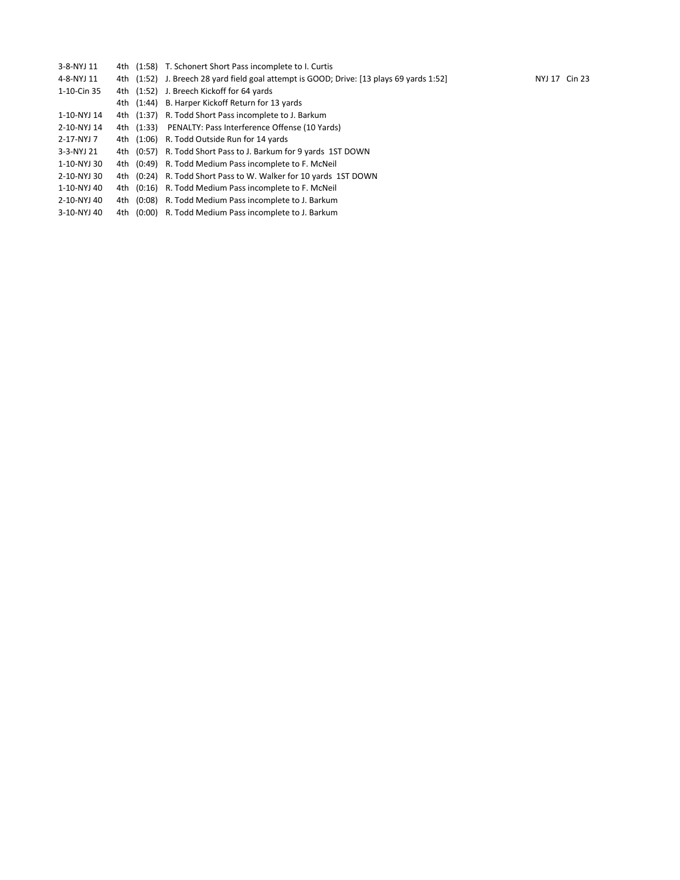| | | | | |
|---|---|---|---|---|
| 3-8-NYJ 11 | 4th | (1:58) | T. Schonert Short Pass incomplete to I. Curtis | |
| 4-8-NYJ 11 | 4th | (1:52) | J. Breech 28 yard field goal attempt is GOOD; Drive: [13 plays 69 yards 1:52] | NYJ 17 Cin 23 |
| 1-10-Cin 35 | 4th | (1:52) | J. Breech Kickoff for 64 yards | |
| | 4th | (1:44) | B. Harper Kickoff Return for 13 yards | |
| 1-10-NYJ 14 | 4th | (1:37) | R. Todd Short Pass incomplete to J. Barkum | |
| 2-10-NYJ 14 | 4th | (1:33) | PENALTY: Pass Interference Offense (10 Yards) | |
| 2-17-NYJ 7 | 4th | (1:06) | R. Todd Outside Run for 14 yards | |
| 3-3-NYJ 21 | 4th | (0:57) | R. Todd Short Pass to J. Barkum for 9 yards 1ST DOWN | |
| 1-10-NYJ 30 | 4th | (0:49) | R. Todd Medium Pass incomplete to F. McNeil | |
| 2-10-NYJ 30 | 4th | (0:24) | R. Todd Short Pass to W. Walker for 10 yards 1ST DOWN | |
| 1-10-NYJ 40 | 4th | (0:16) | R. Todd Medium Pass incomplete to F. McNeil | |
| 2-10-NYJ 40 | 4th | (0:08) | R. Todd Medium Pass incomplete to J. Barkum | |
| 3-10-NYJ 40 | 4th | (0:00) | R. Todd Medium Pass incomplete to J. Barkum | |